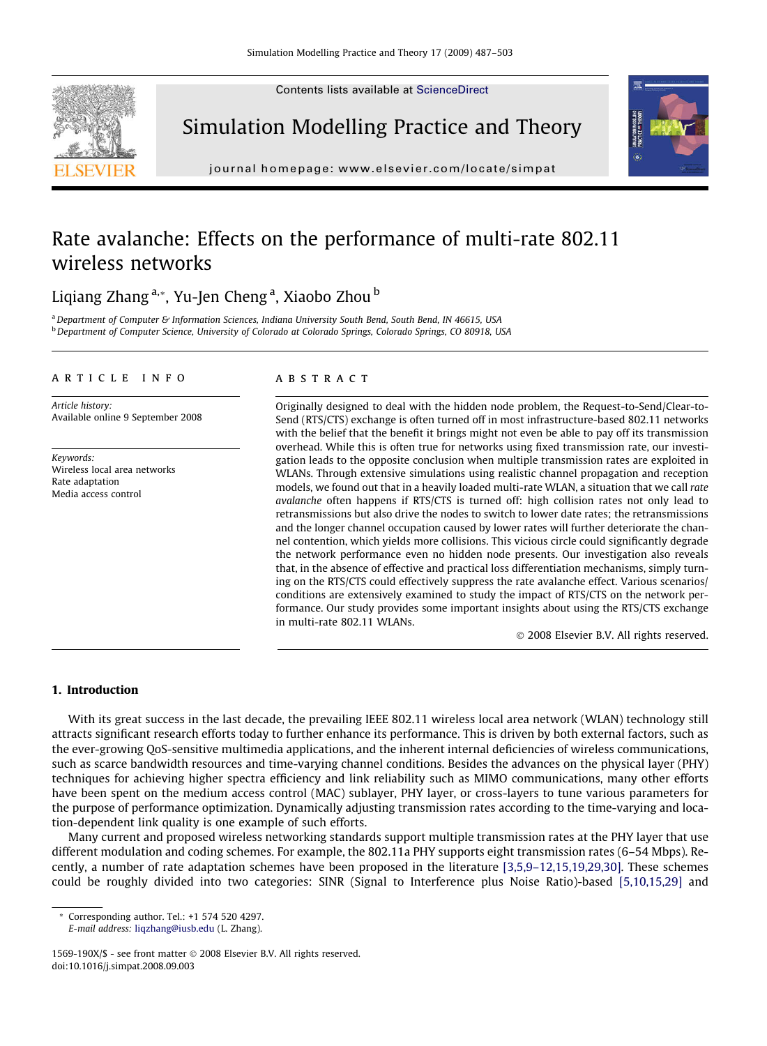# Rate avalanche: Effects on the performance of multi-rate 802.11 wireless networks

Liqiang Zhang [a,*], Yu-Jen Cheng [a], Xiaobo Zhou [b]

[a] Department of Computer & Information Sciences, Indiana University South Bend, South Bend, IN 46615, USA
[b] Department of Computer Science, University of Colorado at Colorado Springs, Colorado Springs, CO 80918, USA

**ARTICLE INFO**

*Article history:*
Available online 9 September 2008

*Keywords:*
Wireless local area networks
Rate adaptation
Media access control

**ABSTRACT**

Originally designed to deal with the hidden node problem, the Request-to-Send/Clear-to-Send (RTS/CTS) exchange is often turned off in most infrastructure-based 802.11 networks with the belief that the benefit it brings might not even be able to pay off its transmission overhead. While this is often true for networks using fixed transmission rate, our investigation leads to the opposite conclusion when multiple transmission rates are exploited in WLANs. Through extensive simulations using realistic channel propagation and reception models, we found out that in a heavily loaded multi-rate WLAN, a situation that we call *rate avalanche* often happens if RTS/CTS is turned off: high collision rates not only lead to retransmissions but also drive the nodes to switch to lower date rates; the retransmissions and the longer channel occupation caused by lower rates will further deteriorate the channel contention, which yields more collisions. This vicious circle could significantly degrade the network performance even no hidden node presents. Our investigation also reveals that, in the absence of effective and practical loss differentiation mechanisms, simply turning on the RTS/CTS could effectively suppress the rate avalanche effect. Various scenarios/conditions are extensively examined to study the impact of RTS/CTS on the network performance. Our study provides some important insights about using the RTS/CTS exchange in multi-rate 802.11 WLANs.

© 2008 Elsevier B.V. All rights reserved.

## 1. Introduction

With its great success in the last decade, the prevailing IEEE 802.11 wireless local area network (WLAN) technology still attracts significant research efforts today to further enhance its performance. This is driven by both external factors, such as the ever-growing QoS-sensitive multimedia applications, and the inherent internal deficiencies of wireless communications, such as scarce bandwidth resources and time-varying channel conditions. Besides the advances on the physical layer (PHY) techniques for achieving higher spectra efficiency and link reliability such as MIMO communications, many other efforts have been spent on the medium access control (MAC) sublayer, PHY layer, or cross-layers to tune various parameters for the purpose of performance optimization. Dynamically adjusting transmission rates according to the time-varying and location-dependent link quality is one example of such efforts.

Many current and proposed wireless networking standards support multiple transmission rates at the PHY layer that use different modulation and coding schemes. For example, the 802.11a PHY supports eight transmission rates (6–54 Mbps). Recently, a number of rate adaptation schemes have been proposed in the literature [3,5,9–12,15,19,29,30]. These schemes could be roughly divided into two categories: SINR (Signal to Interference plus Noise Ratio)-based [5,10,15,29] and

* Corresponding author. Tel.: +1 574 520 4297.
*E-mail address:* liqzhang@iusb.edu (L. Zhang).

1569-190X/$ - see front matter © 2008 Elsevier B.V. All rights reserved.
doi:10.1016/j.simpat.2008.09.003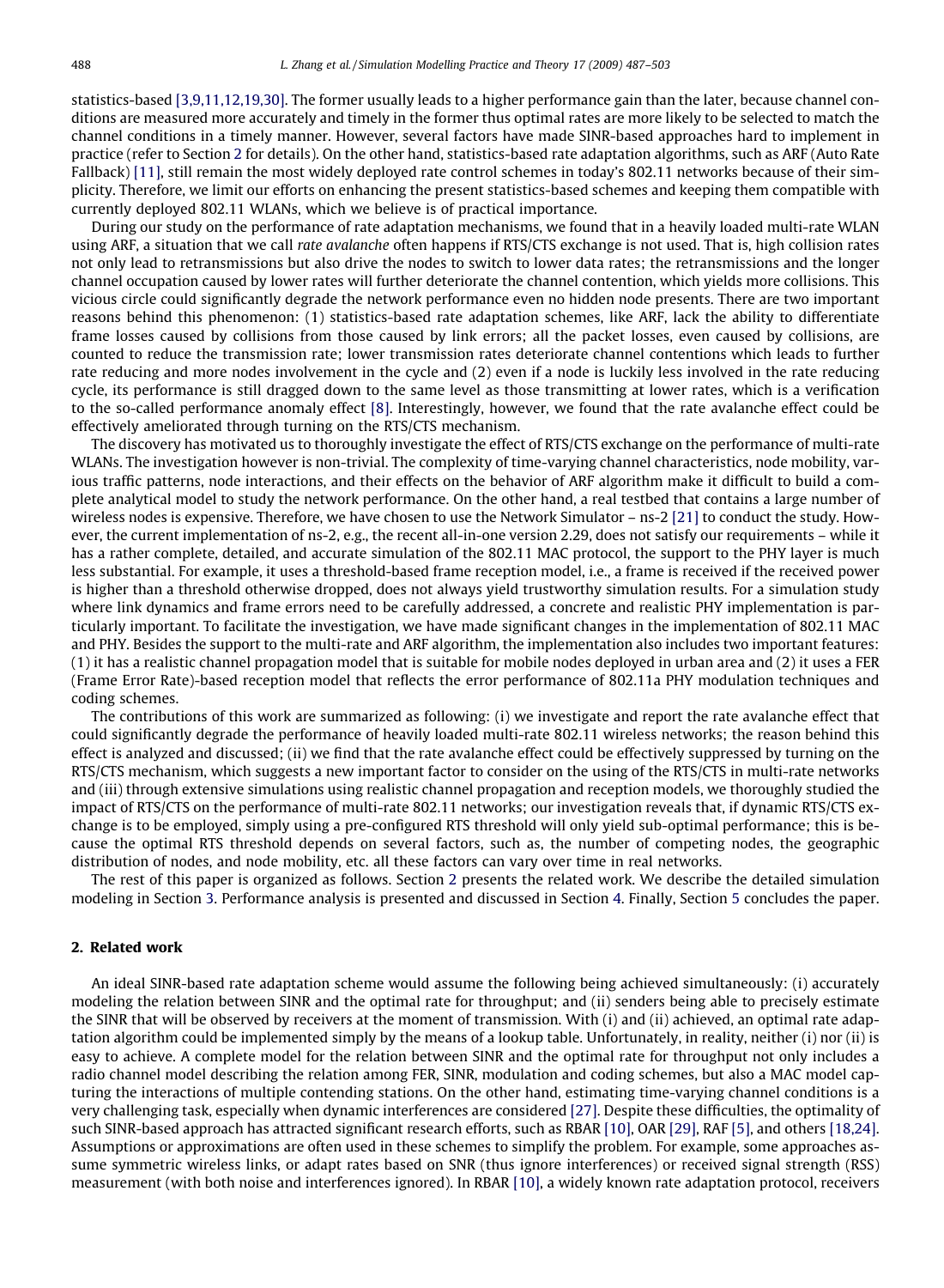statistics-based [3,9,11,12,19,30]. The former usually leads to a higher performance gain than the later, because channel conditions are measured more accurately and timely in the former thus optimal rates are more likely to be selected to match the channel conditions in a timely manner. However, several factors have made SINR-based approaches hard to implement in practice (refer to Section 2 for details). On the other hand, statistics-based rate adaptation algorithms, such as ARF (Auto Rate Fallback) [11], still remain the most widely deployed rate control schemes in today's 802.11 networks because of their simplicity. Therefore, we limit our efforts on enhancing the present statistics-based schemes and keeping them compatible with currently deployed 802.11 WLANs, which we believe is of practical importance.

During our study on the performance of rate adaptation mechanisms, we found that in a heavily loaded multi-rate WLAN using ARF, a situation that we call *rate avalanche* often happens if RTS/CTS exchange is not used. That is, high collision rates not only lead to retransmissions but also drive the nodes to switch to lower data rates; the retransmissions and the longer channel occupation caused by lower rates will further deteriorate the channel contention, which yields more collisions. This vicious circle could significantly degrade the network performance even no hidden node presents. There are two important reasons behind this phenomenon: (1) statistics-based rate adaptation schemes, like ARF, lack the ability to differentiate frame losses caused by collisions from those caused by link errors; all the packet losses, even caused by collisions, are counted to reduce the transmission rate; lower transmission rates deteriorate channel contentions which leads to further rate reducing and more nodes involvement in the cycle and (2) even if a node is luckily less involved in the rate reducing cycle, its performance is still dragged down to the same level as those transmitting at lower rates, which is a verification to the so-called performance anomaly effect [8]. Interestingly, however, we found that the rate avalanche effect could be effectively ameliorated through turning on the RTS/CTS mechanism.

The discovery has motivated us to thoroughly investigate the effect of RTS/CTS exchange on the performance of multi-rate WLANs. The investigation however is non-trivial. The complexity of time-varying channel characteristics, node mobility, various traffic patterns, node interactions, and their effects on the behavior of ARF algorithm make it difficult to build a complete analytical model to study the network performance. On the other hand, a real testbed that contains a large number of wireless nodes is expensive. Therefore, we have chosen to use the Network Simulator – ns-2 [21] to conduct the study. However, the current implementation of ns-2, e.g., the recent all-in-one version 2.29, does not satisfy our requirements – while it has a rather complete, detailed, and accurate simulation of the 802.11 MAC protocol, the support to the PHY layer is much less substantial. For example, it uses a threshold-based frame reception model, i.e., a frame is received if the received power is higher than a threshold otherwise dropped, does not always yield trustworthy simulation results. For a simulation study where link dynamics and frame errors need to be carefully addressed, a concrete and realistic PHY implementation is particularly important. To facilitate the investigation, we have made significant changes in the implementation of 802.11 MAC and PHY. Besides the support to the multi-rate and ARF algorithm, the implementation also includes two important features: (1) it has a realistic channel propagation model that is suitable for mobile nodes deployed in urban area and (2) it uses a FER (Frame Error Rate)-based reception model that reflects the error performance of 802.11a PHY modulation techniques and coding schemes.

The contributions of this work are summarized as following: (i) we investigate and report the rate avalanche effect that could significantly degrade the performance of heavily loaded multi-rate 802.11 wireless networks; the reason behind this effect is analyzed and discussed; (ii) we find that the rate avalanche effect could be effectively suppressed by turning on the RTS/CTS mechanism, which suggests a new important factor to consider on the using of the RTS/CTS in multi-rate networks and (iii) through extensive simulations using realistic channel propagation and reception models, we thoroughly studied the impact of RTS/CTS on the performance of multi-rate 802.11 networks; our investigation reveals that, if dynamic RTS/CTS exchange is to be employed, simply using a pre-configured RTS threshold will only yield sub-optimal performance; this is because the optimal RTS threshold depends on several factors, such as, the number of competing nodes, the geographic distribution of nodes, and node mobility, etc. all these factors can vary over time in real networks.

The rest of this paper is organized as follows. Section 2 presents the related work. We describe the detailed simulation modeling in Section 3. Performance analysis is presented and discussed in Section 4. Finally, Section 5 concludes the paper.

## 2. Related work

An ideal SINR-based rate adaptation scheme would assume the following being achieved simultaneously: (i) accurately modeling the relation between SINR and the optimal rate for throughput; and (ii) senders being able to precisely estimate the SINR that will be observed by receivers at the moment of transmission. With (i) and (ii) achieved, an optimal rate adaptation algorithm could be implemented simply by the means of a lookup table. Unfortunately, in reality, neither (i) nor (ii) is easy to achieve. A complete model for the relation between SINR and the optimal rate for throughput not only includes a radio channel model describing the relation among FER, SINR, modulation and coding schemes, but also a MAC model capturing the interactions of multiple contending stations. On the other hand, estimating time-varying channel conditions is a very challenging task, especially when dynamic interferences are considered [27]. Despite these difficulties, the optimality of such SINR-based approach has attracted significant research efforts, such as RBAR [10], OAR [29], RAF [5], and others [18,24]. Assumptions or approximations are often used in these schemes to simplify the problem. For example, some approaches assume symmetric wireless links, or adapt rates based on SNR (thus ignore interferences) or received signal strength (RSS) measurement (with both noise and interferences ignored). In RBAR [10], a widely known rate adaptation protocol, receivers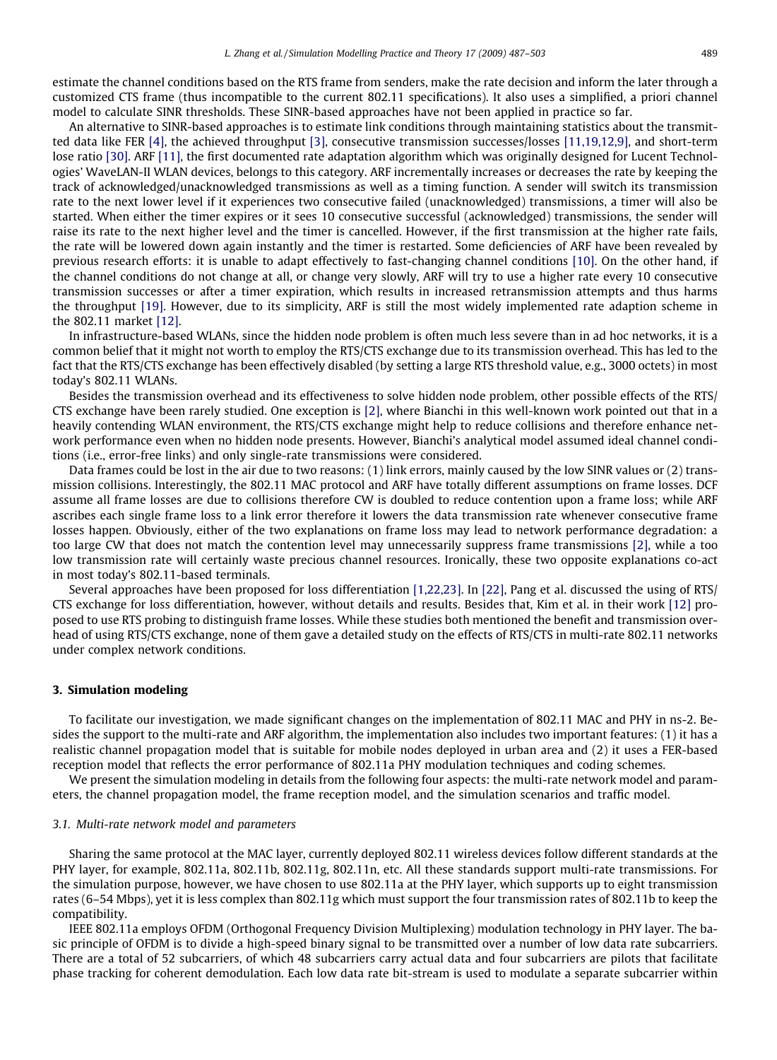estimate the channel conditions based on the RTS frame from senders, make the rate decision and inform the later through a customized CTS frame (thus incompatible to the current 802.11 specifications). It also uses a simplified, a priori channel model to calculate SINR thresholds. These SINR-based approaches have not been applied in practice so far.

An alternative to SINR-based approaches is to estimate link conditions through maintaining statistics about the transmitted data like FER [4], the achieved throughput [3], consecutive transmission successes/losses [11,19,12,9], and short-term lose ratio [30]. ARF [11], the first documented rate adaptation algorithm which was originally designed for Lucent Technologies' WaveLAN-II WLAN devices, belongs to this category. ARF incrementally increases or decreases the rate by keeping the track of acknowledged/unacknowledged transmissions as well as a timing function. A sender will switch its transmission rate to the next lower level if it experiences two consecutive failed (unacknowledged) transmissions, a timer will also be started. When either the timer expires or it sees 10 consecutive successful (acknowledged) transmissions, the sender will raise its rate to the next higher level and the timer is cancelled. However, if the first transmission at the higher rate fails, the rate will be lowered down again instantly and the timer is restarted. Some deficiencies of ARF have been revealed by previous research efforts: it is unable to adapt effectively to fast-changing channel conditions [10]. On the other hand, if the channel conditions do not change at all, or change very slowly, ARF will try to use a higher rate every 10 consecutive transmission successes or after a timer expiration, which results in increased retransmission attempts and thus harms the throughput [19]. However, due to its simplicity, ARF is still the most widely implemented rate adaption scheme in the 802.11 market [12].

In infrastructure-based WLANs, since the hidden node problem is often much less severe than in ad hoc networks, it is a common belief that it might not worth to employ the RTS/CTS exchange due to its transmission overhead. This has led to the fact that the RTS/CTS exchange has been effectively disabled (by setting a large RTS threshold value, e.g., 3000 octets) in most today's 802.11 WLANs.

Besides the transmission overhead and its effectiveness to solve hidden node problem, other possible effects of the RTS/CTS exchange have been rarely studied. One exception is [2], where Bianchi in this well-known work pointed out that in a heavily contending WLAN environment, the RTS/CTS exchange might help to reduce collisions and therefore enhance network performance even when no hidden node presents. However, Bianchi's analytical model assumed ideal channel conditions (i.e., error-free links) and only single-rate transmissions were considered.

Data frames could be lost in the air due to two reasons: (1) link errors, mainly caused by the low SINR values or (2) transmission collisions. Interestingly, the 802.11 MAC protocol and ARF have totally different assumptions on frame losses. DCF assume all frame losses are due to collisions therefore CW is doubled to reduce contention upon a frame loss; while ARF ascribes each single frame loss to a link error therefore it lowers the data transmission rate whenever consecutive frame losses happen. Obviously, either of the two explanations on frame loss may lead to network performance degradation: a too large CW that does not match the contention level may unnecessarily suppress frame transmissions [2], while a too low transmission rate will certainly waste precious channel resources. Ironically, these two opposite explanations co-act in most today's 802.11-based terminals.

Several approaches have been proposed for loss differentiation [1,22,23]. In [22], Pang et al. discussed the using of RTS/CTS exchange for loss differentiation, however, without details and results. Besides that, Kim et al. in their work [12] proposed to use RTS probing to distinguish frame losses. While these studies both mentioned the benefit and transmission overhead of using RTS/CTS exchange, none of them gave a detailed study on the effects of RTS/CTS in multi-rate 802.11 networks under complex network conditions.

## 3. Simulation modeling

To facilitate our investigation, we made significant changes on the implementation of 802.11 MAC and PHY in ns-2. Besides the support to the multi-rate and ARF algorithm, the implementation also includes two important features: (1) it has a realistic channel propagation model that is suitable for mobile nodes deployed in urban area and (2) it uses a FER-based reception model that reflects the error performance of 802.11a PHY modulation techniques and coding schemes.

We present the simulation modeling in details from the following four aspects: the multi-rate network model and parameters, the channel propagation model, the frame reception model, and the simulation scenarios and traffic model.

### 3.1. Multi-rate network model and parameters

Sharing the same protocol at the MAC layer, currently deployed 802.11 wireless devices follow different standards at the PHY layer, for example, 802.11a, 802.11b, 802.11g, 802.11n, etc. All these standards support multi-rate transmissions. For the simulation purpose, however, we have chosen to use 802.11a at the PHY layer, which supports up to eight transmission rates (6–54 Mbps), yet it is less complex than 802.11g which must support the four transmission rates of 802.11b to keep the compatibility.

IEEE 802.11a employs OFDM (Orthogonal Frequency Division Multiplexing) modulation technology in PHY layer. The basic principle of OFDM is to divide a high-speed binary signal to be transmitted over a number of low data rate subcarriers. There are a total of 52 subcarriers, of which 48 subcarriers carry actual data and four subcarriers are pilots that facilitate phase tracking for coherent demodulation. Each low data rate bit-stream is used to modulate a separate subcarrier within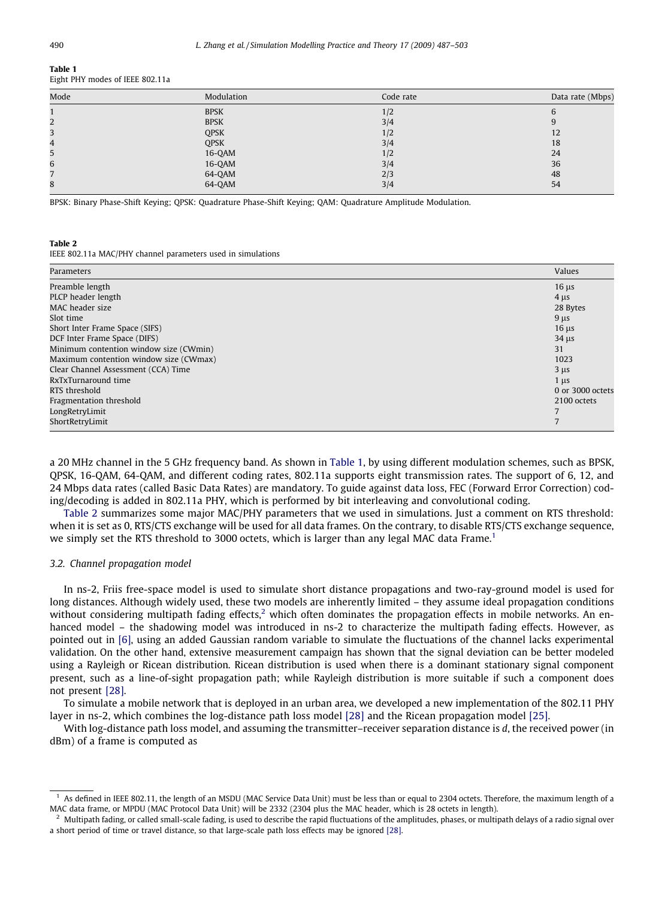**Table 1**
Eight PHY modes of IEEE 802.11a

| Mode | Modulation | Code rate | Data rate (Mbps) |
|---|---|---|---|
| 1 | BPSK | 1/2 | 6 |
| 2 | BPSK | 3/4 | 9 |
| 3 | QPSK | 1/2 | 12 |
| 4 | QPSK | 3/4 | 18 |
| 5 | 16-QAM | 1/2 | 24 |
| 6 | 16-QAM | 3/4 | 36 |
| 7 | 64-QAM | 2/3 | 48 |
| 8 | 64-QAM | 3/4 | 54 |

BPSK: Binary Phase-Shift Keying; QPSK: Quadrature Phase-Shift Keying; QAM: Quadrature Amplitude Modulation.

**Table 2**
IEEE 802.11a MAC/PHY channel parameters used in simulations

| Parameters | Values |
|---|---|
| Preamble length | 16 µs |
| PLCP header length | 4 µs |
| MAC header size | 28 Bytes |
| Slot time | 9 µs |
| Short Inter Frame Space (SIFS) | 16 µs |
| DCF Inter Frame Space (DIFS) | 34 µs |
| Minimum contention window size (CWmin) | 31 |
| Maximum contention window size (CWmax) | 1023 |
| Clear Channel Assessment (CCA) Time | 3 µs |
| RxTxTurnaround time | 1 µs |
| RTS threshold | 0 or 3000 octets |
| Fragmentation threshold | 2100 octets |
| LongRetryLimit | 7 |
| ShortRetryLimit | 7 |

a 20 MHz channel in the 5 GHz frequency band. As shown in Table 1, by using different modulation schemes, such as BPSK, QPSK, 16-QAM, 64-QAM, and different coding rates, 802.11a supports eight transmission rates. The support of 6, 12, and 24 Mbps data rates (called Basic Data Rates) are mandatory. To guide against data loss, FEC (Forward Error Correction) coding/decoding is added in 802.11a PHY, which is performed by bit interleaving and convolutional coding.

Table 2 summarizes some major MAC/PHY parameters that we used in simulations. Just a comment on RTS threshold: when it is set as 0, RTS/CTS exchange will be used for all data frames. On the contrary, to disable RTS/CTS exchange sequence, we simply set the RTS threshold to 3000 octets, which is larger than any legal MAC data Frame.[1]

### 3.2. Channel propagation model

In ns-2, Friis free-space model is used to simulate short distance propagations and two-ray-ground model is used for long distances. Although widely used, these two models are inherently limited – they assume ideal propagation conditions without considering multipath fading effects,[2] which often dominates the propagation effects in mobile networks. An enhanced model – the shadowing model was introduced in ns-2 to characterize the multipath fading effects. However, as pointed out in [6], using an added Gaussian random variable to simulate the fluctuations of the channel lacks experimental validation. On the other hand, extensive measurement campaign has shown that the signal deviation can be better modeled using a Rayleigh or Ricean distribution. Ricean distribution is used when there is a dominant stationary signal component present, such as a line-of-sight propagation path; while Rayleigh distribution is more suitable if such a component does not present [28].

To simulate a mobile network that is deployed in an urban area, we developed a new implementation of the 802.11 PHY layer in ns-2, which combines the log-distance path loss model [28] and the Ricean propagation model [25].

With log-distance path loss model, and assuming the transmitter–receiver separation distance is $d$, the received power (in dBm) of a frame is computed as

[1] As defined in IEEE 802.11, the length of an MSDU (MAC Service Data Unit) must be less than or equal to 2304 octets. Therefore, the maximum length of a MAC data frame, or MPDU (MAC Protocol Data Unit) will be 2332 (2304 plus the MAC header, which is 28 octets in length).

[2] Multipath fading, or called small-scale fading, is used to describe the rapid fluctuations of the amplitudes, phases, or multipath delays of a radio signal over a short period of time or travel distance, so that large-scale path loss effects may be ignored [28].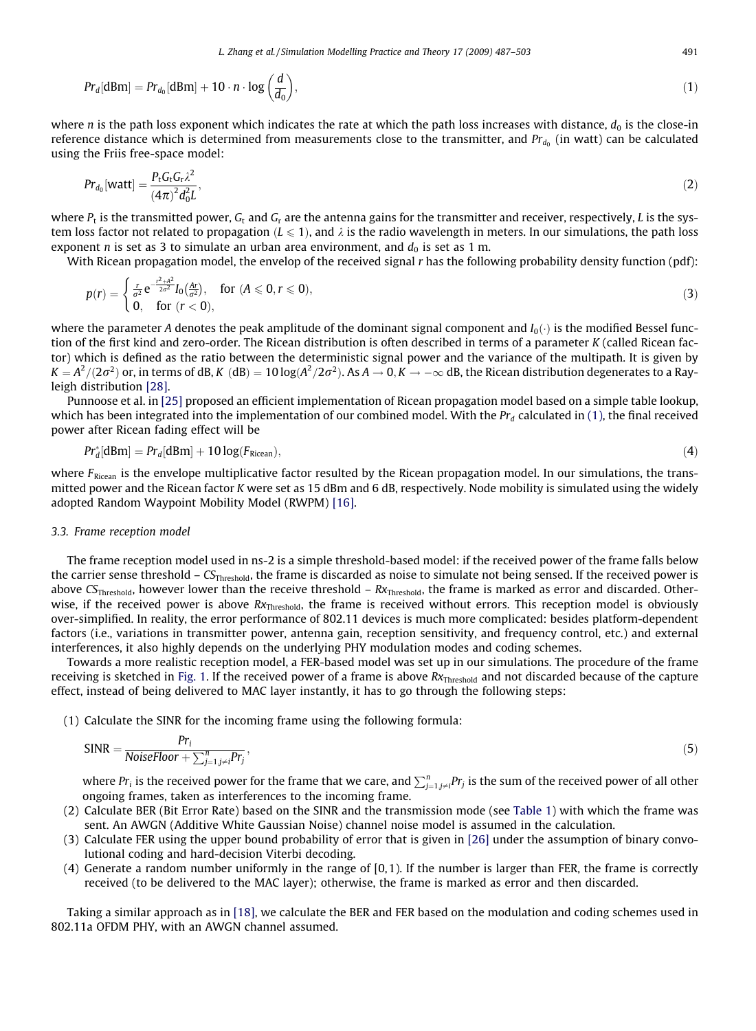$$Pr_d[\text{dBm}] = Pr_{d_0}[\text{dBm}] + 10 \cdot n \cdot \log\left(\frac{d}{d_0}\right), \tag{1}$$

where $n$ is the path loss exponent which indicates the rate at which the path loss increases with distance, $d_0$ is the close-in reference distance which is determined from measurements close to the transmitter, and $Pr_{d_0}$ (in watt) can be calculated using the Friis free-space model:

$$Pr_{d_0}[\text{watt}] = \frac{P_t G_t G_r \lambda^2}{(4\pi)^2 d_0^2 L}, \tag{2}$$

where $P_t$ is the transmitted power, $G_t$ and $G_r$ are the antenna gains for the transmitter and receiver, respectively, $L$ is the system loss factor not related to propagation ($L \leqslant 1$), and $\lambda$ is the radio wavelength in meters. In our simulations, the path loss exponent $n$ is set as 3 to simulate an urban area environment, and $d_0$ is set as 1 m.

With Ricean propagation model, the envelop of the received signal $r$ has the following probability density function (pdf):

$$p(r) = \begin{cases} \frac{r}{\sigma^2} e^{-\frac{r^2+A^2}{2\sigma^2}} I_0\left(\frac{Ar}{\sigma^2}\right), & \text{for } (A \leqslant 0, r \leqslant 0), \\ 0, & \text{for } (r < 0), \end{cases} \tag{3}$$

where the parameter $A$ denotes the peak amplitude of the dominant signal component and $I_0(\cdot)$ is the modified Bessel function of the first kind and zero-order. The Ricean distribution is often described in terms of a parameter $K$ (called Ricean factor) which is defined as the ratio between the deterministic signal power and the variance of the multipath. It is given by $K = A^2/(2\sigma^2)$ or, in terms of dB, $K\ (\text{dB}) = 10\log(A^2/2\sigma^2)$. As $A \to 0$, $K \to -\infty$ dB, the Ricean distribution degenerates to a Rayleigh distribution [28].

Punnoose et al. in [25] proposed an efficient implementation of Ricean propagation model based on a simple table lookup, which has been integrated into the implementation of our combined model. With the $Pr_d$ calculated in (1), the final received power after Ricean fading effect will be

$$Pr_d^*[\text{dBm}] = Pr_d[\text{dBm}] + 10\log(F_{\text{Ricean}}), \tag{4}$$

where $F_{\text{Ricean}}$ is the envelope multiplicative factor resulted by the Ricean propagation model. In our simulations, the transmitted power and the Ricean factor $K$ were set as 15 dBm and 6 dB, respectively. Node mobility is simulated using the widely adopted Random Waypoint Mobility Model (RWPM) [16].

### 3.3. Frame reception model

The frame reception model used in ns-2 is a simple threshold-based model: if the received power of the frame falls below the carrier sense threshold – $CS_{\text{Threshold}}$, the frame is discarded as noise to simulate not being sensed. If the received power is above $CS_{\text{Threshold}}$, however lower than the receive threshold – $Rx_{\text{Threshold}}$, the frame is marked as error and discarded. Otherwise, if the received power is above $Rx_{\text{Threshold}}$, the frame is received without errors. This reception model is obviously over-simplified. In reality, the error performance of 802.11 devices is much more complicated: besides platform-dependent factors (i.e., variations in transmitter power, antenna gain, reception sensitivity, and frequency control, etc.) and external interferences, it also highly depends on the underlying PHY modulation modes and coding schemes.

Towards a more realistic reception model, a FER-based model was set up in our simulations. The procedure of the frame receiving is sketched in Fig. 1. If the received power of a frame is above $Rx_{\text{Threshold}}$ and not discarded because of the capture effect, instead of being delivered to MAC layer instantly, it has to go through the following steps:

(1) Calculate the SINR for the incoming frame using the following formula:

$$\text{SINR} = \frac{Pr_i}{NoiseFloor + \sum_{j=1, j\neq i}^{n} Pr_j}, \tag{5}$$

where $Pr_i$ is the received power for the frame that we care, and $\sum_{j=1, j\neq i}^{n} Pr_j$ is the sum of the received power of all other ongoing frames, taken as interferences to the incoming frame.

(2) Calculate BER (Bit Error Rate) based on the SINR and the transmission mode (see Table 1) with which the frame was sent. An AWGN (Additive White Gaussian Noise) channel noise model is assumed in the calculation.

(3) Calculate FER using the upper bound probability of error that is given in [26] under the assumption of binary convolutional coding and hard-decision Viterbi decoding.

(4) Generate a random number uniformly in the range of [0, 1). If the number is larger than FER, the frame is correctly received (to be delivered to the MAC layer); otherwise, the frame is marked as error and then discarded.

Taking a similar approach as in [18], we calculate the BER and FER based on the modulation and coding schemes used in 802.11a OFDM PHY, with an AWGN channel assumed.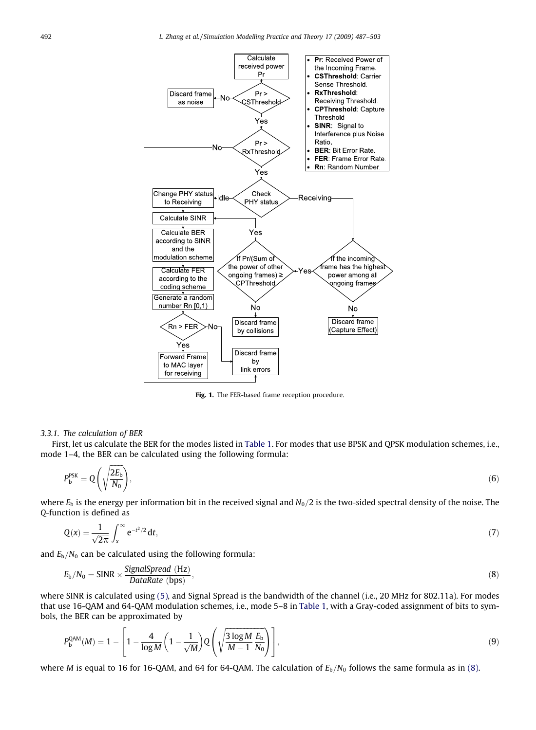Fig. 1. The FER-based frame reception procedure.

### 3.3.1. The calculation of BER

First, let us calculate the BER for the modes listed in Table 1. For modes that use BPSK and QPSK modulation schemes, i.e., mode 1–4, the BER can be calculated using the following formula:

$$P_{\mathrm{b}}^{\mathrm{PSK}} = Q\left(\sqrt{\frac{2E_{\mathrm{b}}}{N_0}}\right), \tag{6}$$

where $E_{\mathrm{b}}$ is the energy per information bit in the received signal and $N_0/2$ is the two-sided spectral density of the noise. The *Q*-function is defined as

$$Q(x) = \frac{1}{\sqrt{2\pi}} \int_x^{\infty} \mathrm{e}^{-t^2/2}\, \mathrm{d}t, \tag{7}$$

and $E_{\mathrm{b}}/N_0$ can be calculated using the following formula:

$$E_{\mathrm{b}}/N_0 = \mathrm{SINR} \times \frac{\mathit{SignalSpread}\ (\mathrm{Hz})}{\mathit{DataRate}\ (\mathrm{bps})}, \tag{8}$$

where SINR is calculated using (5), and Signal Spread is the bandwidth of the channel (i.e., 20 MHz for 802.11a). For modes that use 16-QAM and 64-QAM modulation schemes, i.e., mode 5–8 in Table 1, with a Gray-coded assignment of bits to symbols, the BER can be approximated by

$$P_{\mathrm{b}}^{\mathrm{QAM}}(M) = 1 - \left[1 - \frac{4}{\log M}\left(1 - \frac{1}{\sqrt{M}}\right) Q\left(\sqrt{\frac{3 \log M}{M-1} \frac{E_{\mathrm{b}}}{N_0}}\right)\right], \tag{9}$$

where $M$ is equal to 16 for 16-QAM, and 64 for 64-QAM. The calculation of $E_{\mathrm{b}}/N_0$ follows the same formula as in (8).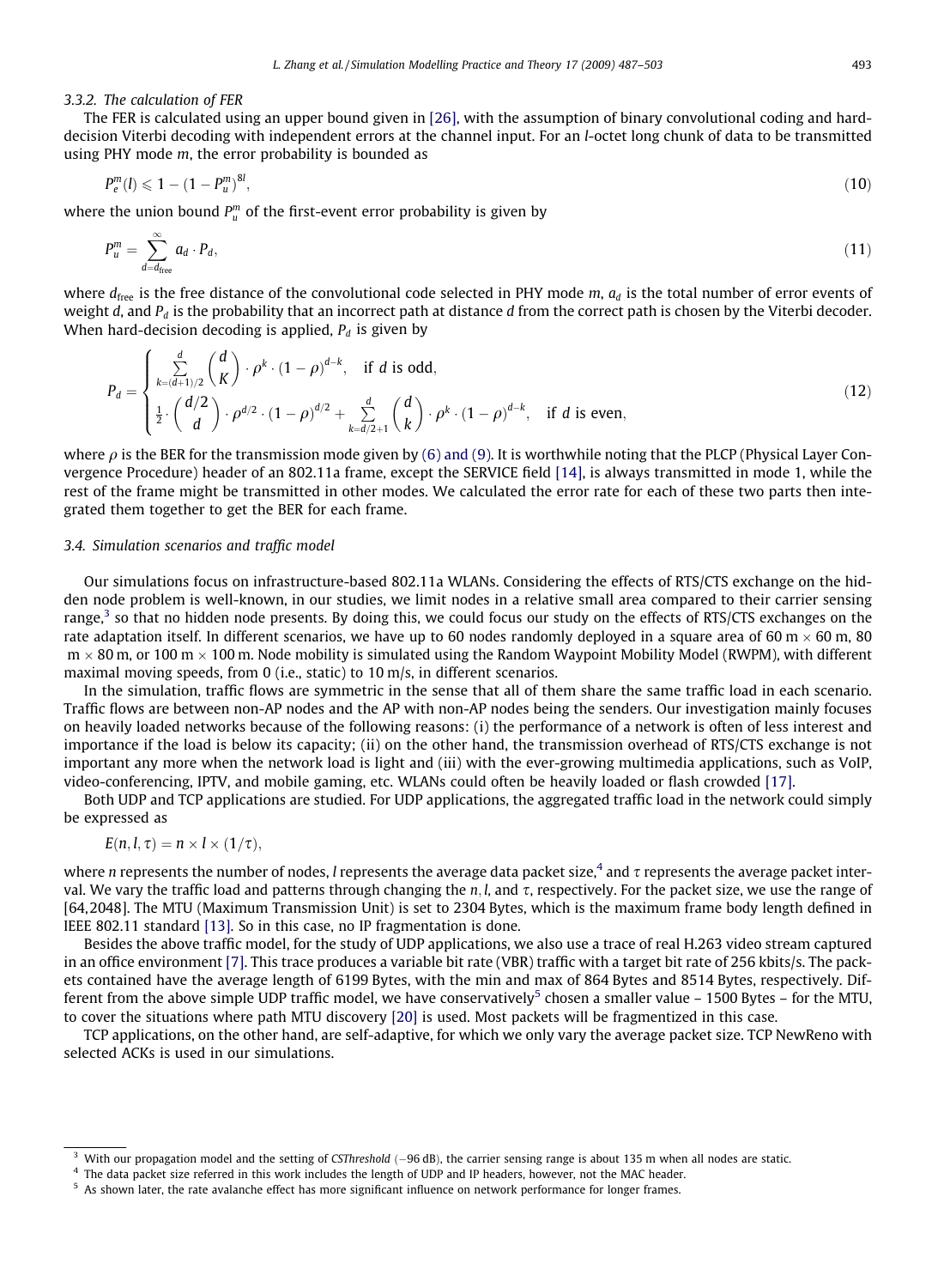### 3.3.2. The calculation of FER

The FER is calculated using an upper bound given in [26], with the assumption of binary convolutional coding and hard-decision Viterbi decoding with independent errors at the channel input. For an $l$-octet long chunk of data to be transmitted using PHY mode $m$, the error probability is bounded as

$$P_e^m(l) \leqslant 1 - (1 - P_u^m)^{8l}, \tag{10}$$

where the union bound $P_u^m$ of the first-event error probability is given by

$$P_u^m = \sum_{d=d_{\text{free}}}^{\infty} a_d \cdot P_d, \tag{11}$$

where $d_{\text{free}}$ is the free distance of the convolutional code selected in PHY mode $m$, $a_d$ is the total number of error events of weight $d$, and $P_d$ is the probability that an incorrect path at distance $d$ from the correct path is chosen by the Viterbi decoder. When hard-decision decoding is applied, $P_d$ is given by

$$P_d = \begin{cases} \sum_{k=(d+1)/2}^{d} \binom{d}{K} \cdot \rho^k \cdot (1-\rho)^{d-k}, & \text{if } d \text{ is odd}, \\ \frac{1}{2} \cdot \binom{d/2}{d} \cdot \rho^{d/2} \cdot (1-\rho)^{d/2} + \sum_{k=d/2+1}^{d} \binom{d}{k} \cdot \rho^k \cdot (1-\rho)^{d-k}, & \text{if } d \text{ is even}, \end{cases} \tag{12}$$

where $\rho$ is the BER for the transmission mode given by (6) and (9). It is worthwhile noting that the PLCP (Physical Layer Convergence Procedure) header of an 802.11a frame, except the SERVICE field [14], is always transmitted in mode 1, while the rest of the frame might be transmitted in other modes. We calculated the error rate for each of these two parts then integrated them together to get the BER for each frame.

## 3.4. Simulation scenarios and traffic model

Our simulations focus on infrastructure-based 802.11a WLANs. Considering the effects of RTS/CTS exchange on the hidden node problem is well-known, in our studies, we limit nodes in a relative small area compared to their carrier sensing range,[3] so that no hidden node presents. By doing this, we could focus our study on the effects of RTS/CTS exchanges on the rate adaptation itself. In different scenarios, we have up to 60 nodes randomly deployed in a square area of 60 m × 60 m, 80 m × 80 m, or 100 m × 100 m. Node mobility is simulated using the Random Waypoint Mobility Model (RWPM), with different maximal moving speeds, from 0 (i.e., static) to 10 m/s, in different scenarios.

In the simulation, traffic flows are symmetric in the sense that all of them share the same traffic load in each scenario. Traffic flows are between non-AP nodes and the AP with non-AP nodes being the senders. Our investigation mainly focuses on heavily loaded networks because of the following reasons: (i) the performance of a network is often of less interest and importance if the load is below its capacity; (ii) on the other hand, the transmission overhead of RTS/CTS exchange is not important any more when the network load is light and (iii) with the ever-growing multimedia applications, such as VoIP, video-conferencing, IPTV, and mobile gaming, etc. WLANs could often be heavily loaded or flash crowded [17].

Both UDP and TCP applications are studied. For UDP applications, the aggregated traffic load in the network could simply be expressed as

$$E(n, l, \tau) = n \times l \times (1/\tau),$$

where $n$ represents the number of nodes, $l$ represents the average data packet size,[4] and $\tau$ represents the average packet interval. We vary the traffic load and patterns through changing the $n$, $l$, and $\tau$, respectively. For the packet size, we use the range of [64,2048]. The MTU (Maximum Transmission Unit) is set to 2304 Bytes, which is the maximum frame body length defined in IEEE 802.11 standard [13]. So in this case, no IP fragmentation is done.

Besides the above traffic model, for the study of UDP applications, we also use a trace of real H.263 video stream captured in an office environment [7]. This trace produces a variable bit rate (VBR) traffic with a target bit rate of 256 kbits/s. The packets contained have the average length of 6199 Bytes, with the min and max of 864 Bytes and 8514 Bytes, respectively. Different from the above simple UDP traffic model, we have conservatively[5] chosen a smaller value – 1500 Bytes – for the MTU, to cover the situations where path MTU discovery [20] is used. Most packets will be fragmentized in this case.

TCP applications, on the other hand, are self-adaptive, for which we only vary the average packet size. TCP NewReno with selected ACKs is used in our simulations.

---

[3] With our propagation model and the setting of *CSThreshold* (−96 dB), the carrier sensing range is about 135 m when all nodes are static.

[4] The data packet size referred in this work includes the length of UDP and IP headers, however, not the MAC header.

[5] As shown later, the rate avalanche effect has more significant influence on network performance for longer frames.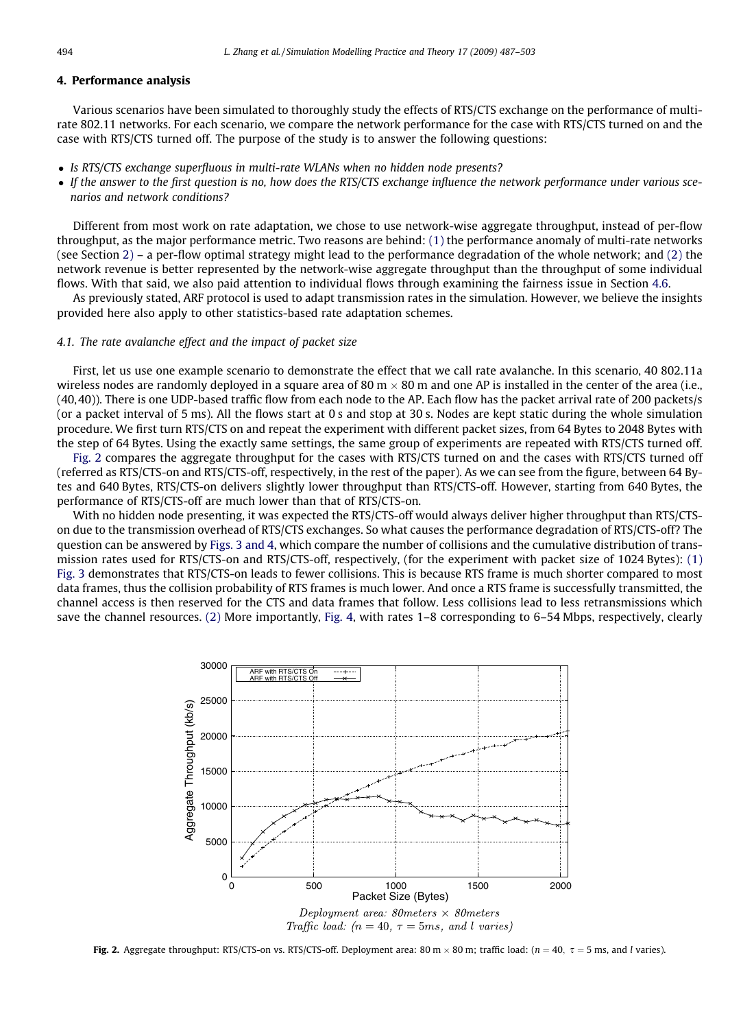## 4. Performance analysis

Various scenarios have been simulated to thoroughly study the effects of RTS/CTS exchange on the performance of multi-rate 802.11 networks. For each scenario, we compare the network performance for the case with RTS/CTS turned on and the case with RTS/CTS turned off. The purpose of the study is to answer the following questions:

- *Is RTS/CTS exchange superfluous in multi-rate WLANs when no hidden node presents?*
- *If the answer to the first question is no, how does the RTS/CTS exchange influence the network performance under various scenarios and network conditions?*

Different from most work on rate adaptation, we chose to use network-wise aggregate throughput, instead of per-flow throughput, as the major performance metric. Two reasons are behind: (1) the performance anomaly of multi-rate networks (see Section 2) – a per-flow optimal strategy might lead to the performance degradation of the whole network; and (2) the network revenue is better represented by the network-wise aggregate throughput than the throughput of some individual flows. With that said, we also paid attention to individual flows through examining the fairness issue in Section 4.6.

As previously stated, ARF protocol is used to adapt transmission rates in the simulation. However, we believe the insights provided here also apply to other statistics-based rate adaptation schemes.

### 4.1. The rate avalanche effect and the impact of packet size

First, let us use one example scenario to demonstrate the effect that we call rate avalanche. In this scenario, 40 802.11a wireless nodes are randomly deployed in a square area of 80 m × 80 m and one AP is installed in the center of the area (i.e., (40,40)). There is one UDP-based traffic flow from each node to the AP. Each flow has the packet arrival rate of 200 packets/s (or a packet interval of 5 ms). All the flows start at 0 s and stop at 30 s. Nodes are kept static during the whole simulation procedure. We first turn RTS/CTS on and repeat the experiment with different packet sizes, from 64 Bytes to 2048 Bytes with the step of 64 Bytes. Using the exactly same settings, the same group of experiments are repeated with RTS/CTS turned off.

Fig. 2 compares the aggregate throughput for the cases with RTS/CTS turned on and the cases with RTS/CTS turned off (referred as RTS/CTS-on and RTS/CTS-off, respectively, in the rest of the paper). As we can see from the figure, between 64 Bytes and 640 Bytes, RTS/CTS-on delivers slightly lower throughput than RTS/CTS-off. However, starting from 640 Bytes, the performance of RTS/CTS-off are much lower than that of RTS/CTS-on.

With no hidden node presenting, it was expected the RTS/CTS-off would always deliver higher throughput than RTS/CTS-on due to the transmission overhead of RTS/CTS exchanges. So what causes the performance degradation of RTS/CTS-off? The question can be answered by Figs. 3 and 4, which compare the number of collisions and the cumulative distribution of transmission rates used for RTS/CTS-on and RTS/CTS-off, respectively, (for the experiment with packet size of 1024 Bytes): (1) Fig. 3 demonstrates that RTS/CTS-on leads to fewer collisions. This is because RTS frame is much shorter compared to most data frames, thus the collision probability of RTS frames is much lower. And once a RTS frame is successfully transmitted, the channel access is then reserved for the CTS and data frames that follow. Less collisions lead to less retransmissions which save the channel resources. (2) More importantly, Fig. 4, with rates 1–8 corresponding to 6–54 Mbps, respectively, clearly

**Fig. 2.** Aggregate throughput: RTS/CTS-on vs. RTS/CTS-off. Deployment area: 80 m × 80 m; traffic load: ($n = 40$, $\tau = 5$ ms, and $l$ varies).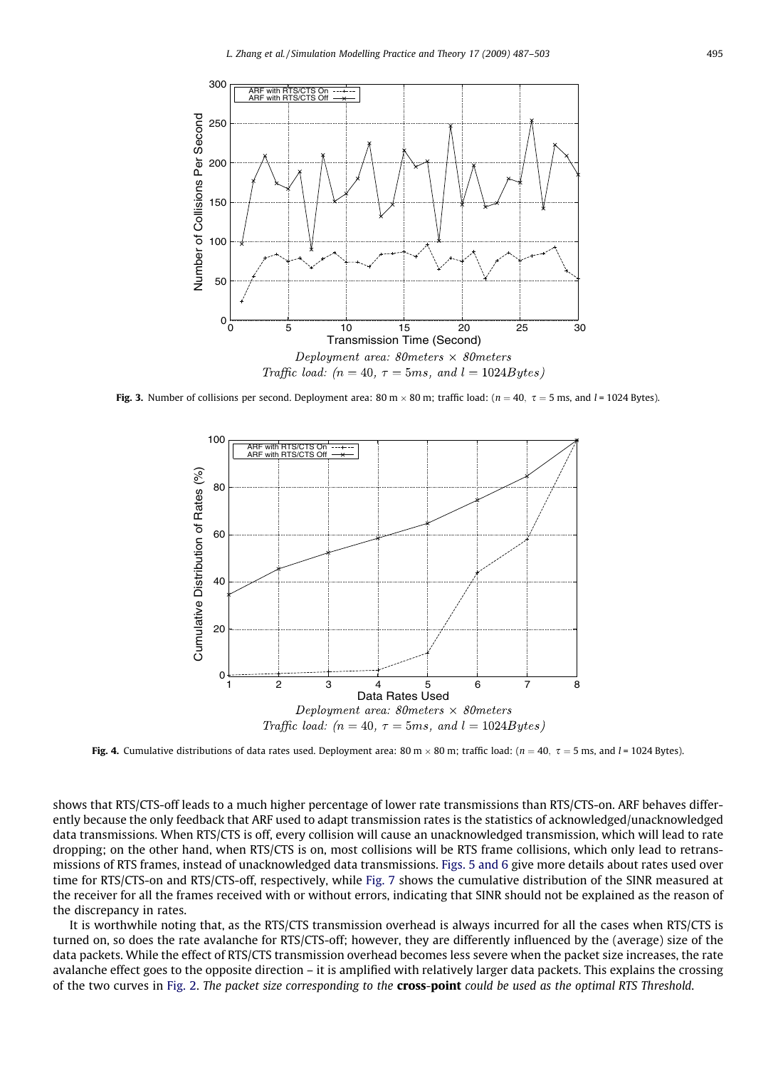Fig. 3. Number of collisions per second. Deployment area: 80 m × 80 m; traffic load: ($n = 40$, $\tau = 5$ ms, and $l = 1024$ Bytes).

Fig. 4. Cumulative distributions of data rates used. Deployment area: 80 m × 80 m; traffic load: ($n = 40$, $\tau = 5$ ms, and $l = 1024$ Bytes).

shows that RTS/CTS-off leads to a much higher percentage of lower rate transmissions than RTS/CTS-on. ARF behaves differently because the only feedback that ARF used to adapt transmission rates is the statistics of acknowledged/unacknowledged data transmissions. When RTS/CTS is off, every collision will cause an unacknowledged transmission, which will lead to rate dropping; on the other hand, when RTS/CTS is on, most collisions will be RTS frame collisions, which only lead to retransmissions of RTS frames, instead of unacknowledged data transmissions. Figs. 5 and 6 give more details about rates used over time for RTS/CTS-on and RTS/CTS-off, respectively, while Fig. 7 shows the cumulative distribution of the SINR measured at the receiver for all the frames received with or without errors, indicating that SINR should not be explained as the reason of the discrepancy in rates.

It is worthwhile noting that, as the RTS/CTS transmission overhead is always incurred for all the cases when RTS/CTS is turned on, so does the rate avalanche for RTS/CTS-off; however, they are differently influenced by the (average) size of the data packets. While the effect of RTS/CTS transmission overhead becomes less severe when the packet size increases, the rate avalanche effect goes to the opposite direction – it is amplified with relatively larger data packets. This explains the crossing of the two curves in Fig. 2. *The packet size corresponding to the* **cross-point** *could be used as the optimal RTS Threshold.*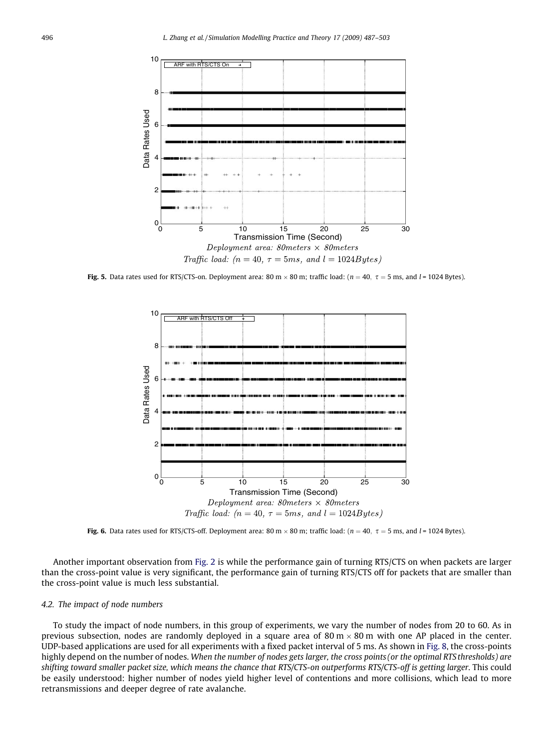Fig. 5. Data rates used for RTS/CTS-on. Deployment area: 80 m × 80 m; traffic load: ($n = 40$, $\tau = 5$ ms, and $l = 1024$ Bytes).

Fig. 6. Data rates used for RTS/CTS-off. Deployment area: 80 m × 80 m; traffic load: ($n = 40$, $\tau = 5$ ms, and $l = 1024$ Bytes).

Another important observation from Fig. 2 is while the performance gain of turning RTS/CTS on when packets are larger than the cross-point value is very significant, the performance gain of turning RTS/CTS off for packets that are smaller than the cross-point value is much less substantial.

### 4.2. The impact of node numbers

To study the impact of node numbers, in this group of experiments, we vary the number of nodes from 20 to 60. As in previous subsection, nodes are randomly deployed in a square area of 80 m × 80 m with one AP placed in the center. UDP-based applications are used for all experiments with a fixed packet interval of 5 ms. As shown in Fig. 8, the cross-points highly depend on the number of nodes. *When the number of nodes gets larger, the cross points (or the optimal RTS thresholds) are shifting toward smaller packet size, which means the chance that RTS/CTS-on outperforms RTS/CTS-off is getting larger*. This could be easily understood: higher number of nodes yield higher level of contentions and more collisions, which lead to more retransmissions and deeper degree of rate avalanche.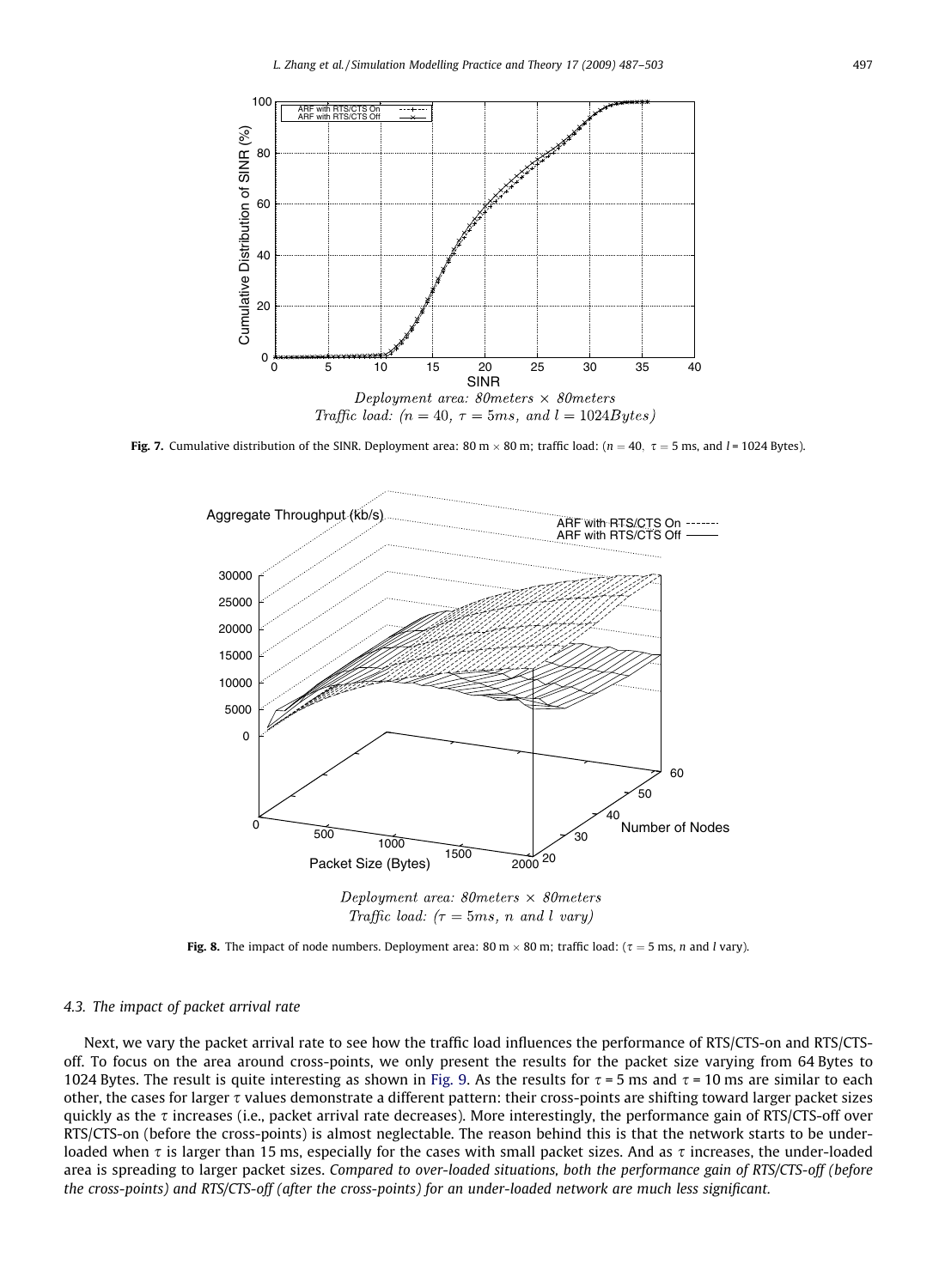**Fig. 7.** Cumulative distribution of the SINR. Deployment area: 80 m × 80 m; traffic load: ($n = 40$, $\tau = 5$ ms, and $l$ = 1024 Bytes).

**Fig. 8.** The impact of node numbers. Deployment area: 80 m × 80 m; traffic load: ($\tau = 5$ ms, $n$ and $l$ vary).

### 4.3. The impact of packet arrival rate

Next, we vary the packet arrival rate to see how the traffic load influences the performance of RTS/CTS-on and RTS/CTS-off. To focus on the area around cross-points, we only present the results for the packet size varying from 64 Bytes to 1024 Bytes. The result is quite interesting as shown in Fig. 9. As the results for $\tau$ = 5 ms and $\tau$ = 10 ms are similar to each other, the cases for larger $\tau$ values demonstrate a different pattern: their cross-points are shifting toward larger packet sizes quickly as the $\tau$ increases (i.e., packet arrival rate decreases). More interestingly, the performance gain of RTS/CTS-off over RTS/CTS-on (before the cross-points) is almost neglectable. The reason behind this is that the network starts to be under-loaded when $\tau$ is larger than 15 ms, especially for the cases with small packet sizes. And as $\tau$ increases, the under-loaded area is spreading to larger packet sizes. *Compared to over-loaded situations, both the performance gain of RTS/CTS-off (before the cross-points) and RTS/CTS-off (after the cross-points) for an under-loaded network are much less significant.*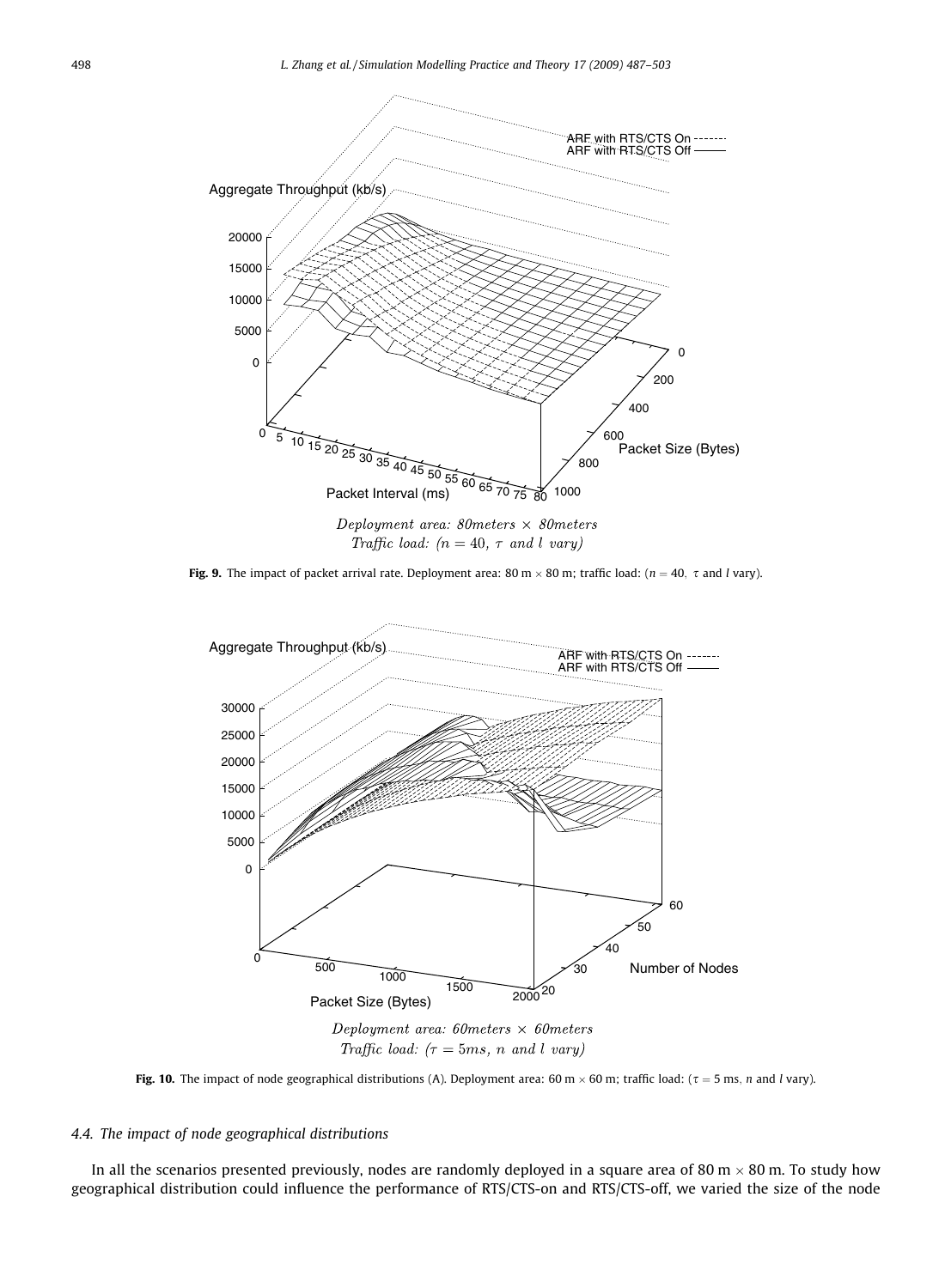**Fig. 9.** The impact of packet arrival rate. Deployment area: 80 m × 80 m; traffic load: ($n = 40$, $\tau$ and $l$ vary).

**Fig. 10.** The impact of node geographical distributions (A). Deployment area: 60 m × 60 m; traffic load: ($\tau = 5$ ms, $n$ and $l$ vary).

### 4.4. The impact of node geographical distributions

In all the scenarios presented previously, nodes are randomly deployed in a square area of 80 m × 80 m. To study how geographical distribution could influence the performance of RTS/CTS-on and RTS/CTS-off, we varied the size of the node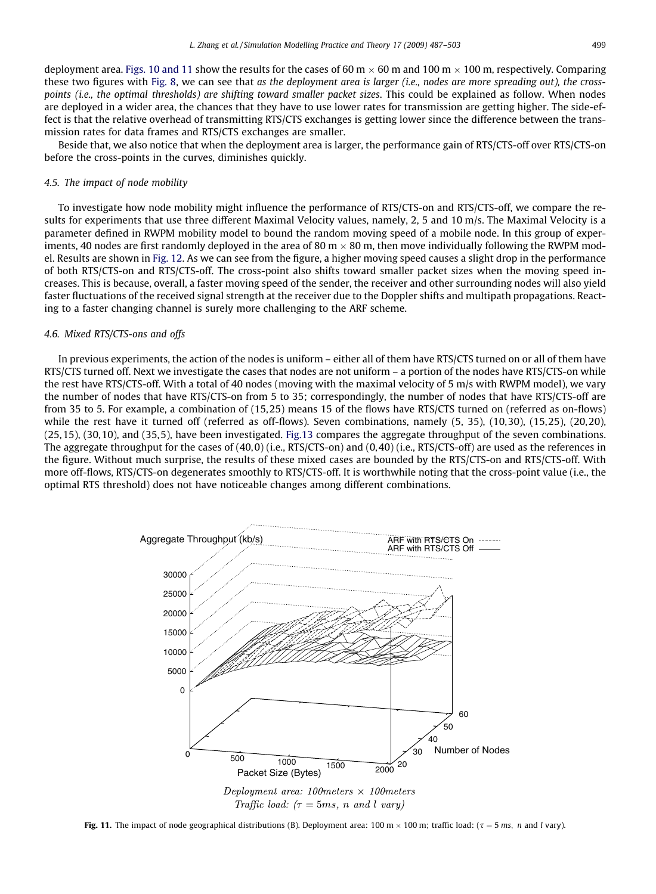deployment area. Figs. 10 and 11 show the results for the cases of 60 m × 60 m and 100 m × 100 m, respectively. Comparing these two figures with Fig. 8, we can see that *as the deployment area is larger (i.e., nodes are more spreading out), the cross-points (i.e., the optimal thresholds) are shifting toward smaller packet sizes*. This could be explained as follow. When nodes are deployed in a wider area, the chances that they have to use lower rates for transmission are getting higher. The side-effect is that the relative overhead of transmitting RTS/CTS exchanges is getting lower since the difference between the transmission rates for data frames and RTS/CTS exchanges are smaller.

Beside that, we also notice that when the deployment area is larger, the performance gain of RTS/CTS-off over RTS/CTS-on before the cross-points in the curves, diminishes quickly.

### 4.5. The impact of node mobility

To investigate how node mobility might influence the performance of RTS/CTS-on and RTS/CTS-off, we compare the results for experiments that use three different Maximal Velocity values, namely, 2, 5 and 10 m/s. The Maximal Velocity is a parameter defined in RWPM mobility model to bound the random moving speed of a mobile node. In this group of experiments, 40 nodes are first randomly deployed in the area of 80 m × 80 m, then move individually following the RWPM model. Results are shown in Fig. 12. As we can see from the figure, a higher moving speed causes a slight drop in the performance of both RTS/CTS-on and RTS/CTS-off. The cross-point also shifts toward smaller packet sizes when the moving speed increases. This is because, overall, a faster moving speed of the sender, the receiver and other surrounding nodes will also yield faster fluctuations of the received signal strength at the receiver due to the Doppler shifts and multipath propagations. Reacting to a faster changing channel is surely more challenging to the ARF scheme.

### 4.6. Mixed RTS/CTS-ons and offs

In previous experiments, the action of the nodes is uniform – either all of them have RTS/CTS turned on or all of them have RTS/CTS turned off. Next we investigate the cases that nodes are not uniform – a portion of the nodes have RTS/CTS-on while the rest have RTS/CTS-off. With a total of 40 nodes (moving with the maximal velocity of 5 m/s with RWPM model), we vary the number of nodes that have RTS/CTS-on from 5 to 35; correspondingly, the number of nodes that have RTS/CTS-off are from 35 to 5. For example, a combination of (15,25) means 15 of the flows have RTS/CTS turned on (referred as on-flows) while the rest have it turned off (referred as off-flows). Seven combinations, namely (5, 35), (10,30), (15,25), (20,20), (25,15), (30,10), and (35,5), have been investigated. Fig.13 compares the aggregate throughput of the seven combinations. The aggregate throughput for the cases of (40,0) (i.e., RTS/CTS-on) and (0,40) (i.e., RTS/CTS-off) are used as the references in the figure. Without much surprise, the results of these mixed cases are bounded by the RTS/CTS-on and RTS/CTS-off. With more off-flows, RTS/CTS-on degenerates smoothly to RTS/CTS-off. It is worthwhile noting that the cross-point value (i.e., the optimal RTS threshold) does not have noticeable changes among different combinations.

*Deployment area: 100meters × 100meters*
*Traffic load: ($\tau = 5ms$, $n$ and $l$ vary)*

**Fig. 11.** The impact of node geographical distributions (B). Deployment area: 100 m × 100 m; traffic load: ($\tau = 5$ $ms$, $n$ and $l$ vary).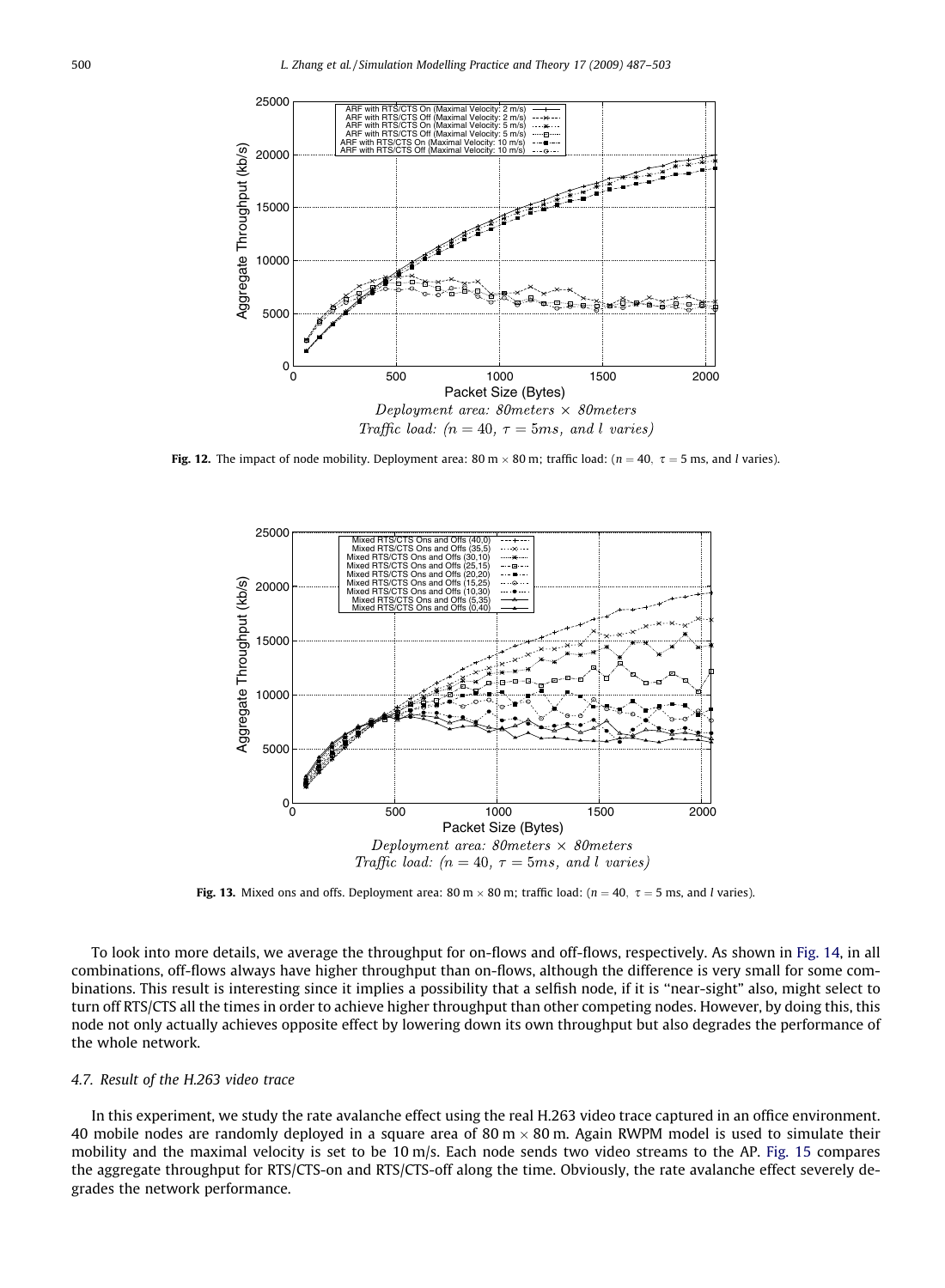**Fig. 12.** The impact of node mobility. Deployment area: 80 m × 80 m; traffic load: ($n = 40$, $\tau = 5$ ms, and $l$ varies).

**Fig. 13.** Mixed ons and offs. Deployment area: 80 m × 80 m; traffic load: ($n = 40$, $\tau = 5$ ms, and $l$ varies).

To look into more details, we average the throughput for on-flows and off-flows, respectively. As shown in Fig. 14, in all combinations, off-flows always have higher throughput than on-flows, although the difference is very small for some combinations. This result is interesting since it implies a possibility that a selfish node, if it is "near-sight" also, might select to turn off RTS/CTS all the times in order to achieve higher throughput than other competing nodes. However, by doing this, this node not only actually achieves opposite effect by lowering down its own throughput but also degrades the performance of the whole network.

### 4.7. Result of the H.263 video trace

In this experiment, we study the rate avalanche effect using the real H.263 video trace captured in an office environment. 40 mobile nodes are randomly deployed in a square area of 80 m × 80 m. Again RWPM model is used to simulate their mobility and the maximal velocity is set to be 10 m/s. Each node sends two video streams to the AP. Fig. 15 compares the aggregate throughput for RTS/CTS-on and RTS/CTS-off along the time. Obviously, the rate avalanche effect severely degrades the network performance.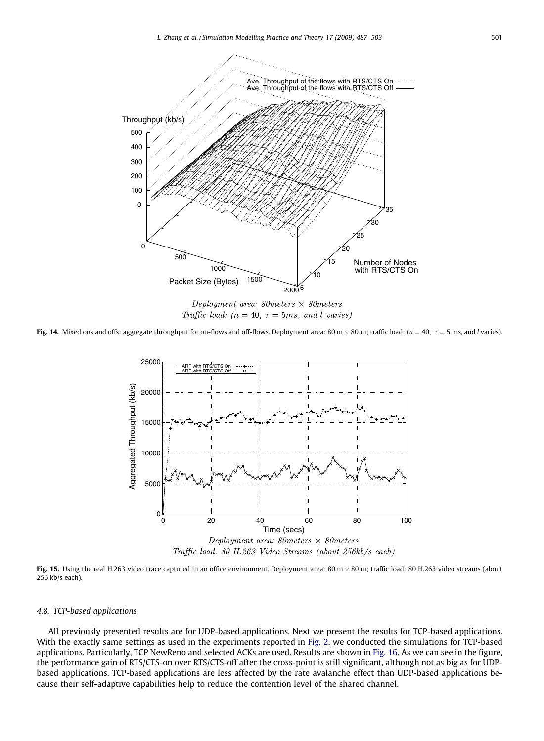*Deployment area: 80meters × 80meters*
*Traffic load: ($n = 40$, $\tau = 5ms$, and $l$ varies)*

**Fig. 14.** Mixed ons and offs: aggregate throughput for on-flows and off-flows. Deployment area: 80 m × 80 m; traffic load: ($n = 40$, $\tau = 5$ ms, and $l$ varies).

*Deployment area: 80meters × 80meters*
*Traffic load: 80 H.263 Video Streams (about 256kb/s each)*

**Fig. 15.** Using the real H.263 video trace captured in an office environment. Deployment area: 80 m × 80 m; traffic load: 80 H.263 video streams (about 256 kb/s each).

### *4.8. TCP-based applications*

All previously presented results are for UDP-based applications. Next we present the results for TCP-based applications. With the exactly same settings as used in the experiments reported in Fig. 2, we conducted the simulations for TCP-based applications. Particularly, TCP NewReno and selected ACKs are used. Results are shown in Fig. 16. As we can see in the figure, the performance gain of RTS/CTS-on over RTS/CTS-off after the cross-point is still significant, although not as big as for UDP-based applications. TCP-based applications are less affected by the rate avalanche effect than UDP-based applications because their self-adaptive capabilities help to reduce the contention level of the shared channel.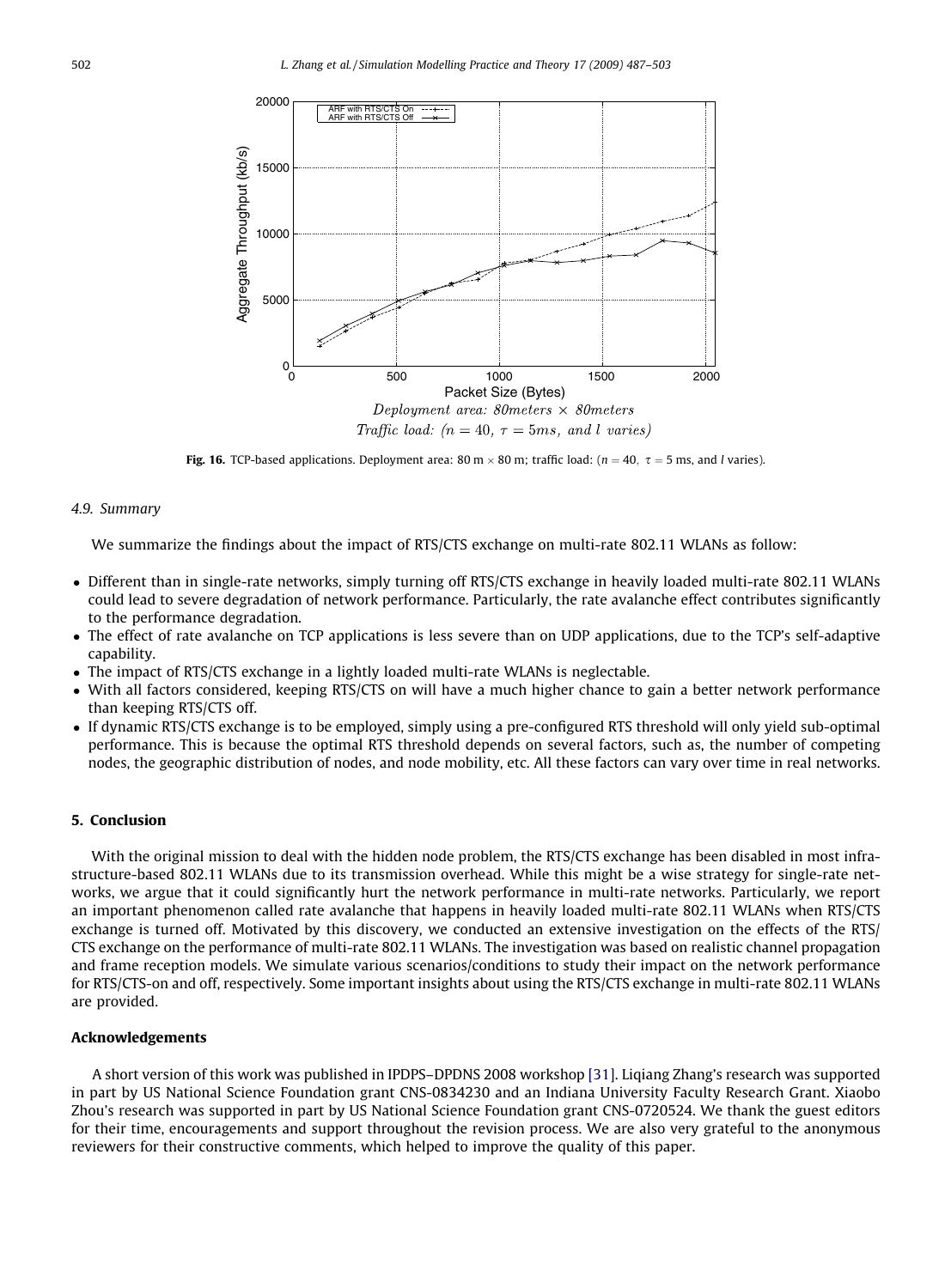Fig. 16. TCP-based applications. Deployment area: 80 m × 80 m; traffic load: ($n = 40$, $\tau = 5$ ms, and $l$ varies).

### 4.9. Summary

We summarize the findings about the impact of RTS/CTS exchange on multi-rate 802.11 WLANs as follow:

- Different than in single-rate networks, simply turning off RTS/CTS exchange in heavily loaded multi-rate 802.11 WLANs could lead to severe degradation of network performance. Particularly, the rate avalanche effect contributes significantly to the performance degradation.
- The effect of rate avalanche on TCP applications is less severe than on UDP applications, due to the TCP's self-adaptive capability.
- The impact of RTS/CTS exchange in a lightly loaded multi-rate WLANs is neglectable.
- With all factors considered, keeping RTS/CTS on will have a much higher chance to gain a better network performance than keeping RTS/CTS off.
- If dynamic RTS/CTS exchange is to be employed, simply using a pre-configured RTS threshold will only yield sub-optimal performance. This is because the optimal RTS threshold depends on several factors, such as, the number of competing nodes, the geographic distribution of nodes, and node mobility, etc. All these factors can vary over time in real networks.

## 5. Conclusion

With the original mission to deal with the hidden node problem, the RTS/CTS exchange has been disabled in most infrastructure-based 802.11 WLANs due to its transmission overhead. While this might be a wise strategy for single-rate networks, we argue that it could significantly hurt the network performance in multi-rate networks. Particularly, we report an important phenomenon called rate avalanche that happens in heavily loaded multi-rate 802.11 WLANs when RTS/CTS exchange is turned off. Motivated by this discovery, we conducted an extensive investigation on the effects of the RTS/CTS exchange on the performance of multi-rate 802.11 WLANs. The investigation was based on realistic channel propagation and frame reception models. We simulate various scenarios/conditions to study their impact on the network performance for RTS/CTS-on and off, respectively. Some important insights about using the RTS/CTS exchange in multi-rate 802.11 WLANs are provided.

## Acknowledgements

A short version of this work was published in IPDPS–DPDNS 2008 workshop [31]. Liqiang Zhang's research was supported in part by US National Science Foundation grant CNS-0834230 and an Indiana University Faculty Research Grant. Xiaobo Zhou's research was supported in part by US National Science Foundation grant CNS-0720524. We thank the guest editors for their time, encouragements and support throughout the revision process. We are also very grateful to the anonymous reviewers for their constructive comments, which helped to improve the quality of this paper.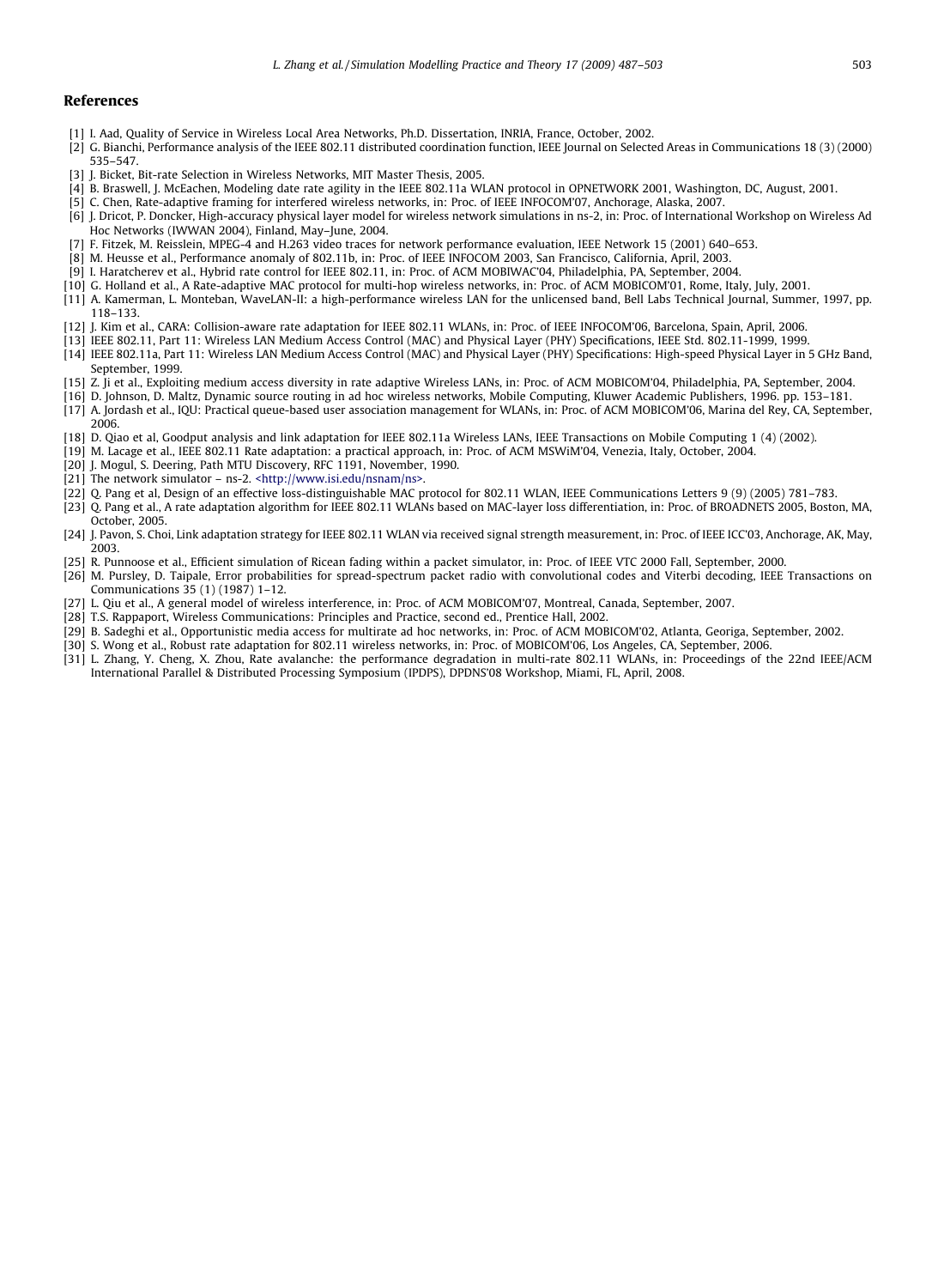## References

[1] I. Aad, Quality of Service in Wireless Local Area Networks, Ph.D. Dissertation, INRIA, France, October, 2002.
[2] G. Bianchi, Performance analysis of the IEEE 802.11 distributed coordination function, IEEE Journal on Selected Areas in Communications 18 (3) (2000) 535–547.
[3] J. Bicket, Bit-rate Selection in Wireless Networks, MIT Master Thesis, 2005.
[4] B. Braswell, J. McEachen, Modeling date rate agility in the IEEE 802.11a WLAN protocol in OPNETWORK 2001, Washington, DC, August, 2001.
[5] C. Chen, Rate-adaptive framing for interfered wireless networks, in: Proc. of IEEE INFOCOM'07, Anchorage, Alaska, 2007.
[6] J. Dricot, P. Doncker, High-accuracy physical layer model for wireless network simulations in ns-2, in: Proc. of International Workshop on Wireless Ad Hoc Networks (IWWAN 2004), Finland, May–June, 2004.
[7] F. Fitzek, M. Reisslein, MPEG-4 and H.263 video traces for network performance evaluation, IEEE Network 15 (2001) 640–653.
[8] M. Heusse et al., Performance anomaly of 802.11b, in: Proc. of IEEE INFOCOM 2003, San Francisco, California, April, 2003.
[9] I. Haratcherev et al., Hybrid rate control for IEEE 802.11, in: Proc. of ACM MOBIWAC'04, Philadelphia, PA, September, 2004.
[10] G. Holland et al., A Rate-adaptive MAC protocol for multi-hop wireless networks, in: Proc. of ACM MOBICOM'01, Rome, Italy, July, 2001.
[11] A. Kamerman, L. Monteban, WaveLAN-II: a high-performance wireless LAN for the unlicensed band, Bell Labs Technical Journal, Summer, 1997, pp. 118–133.
[12] J. Kim et al., CARA: Collision-aware rate adaptation for IEEE 802.11 WLANs, in: Proc. of IEEE INFOCOM'06, Barcelona, Spain, April, 2006.
[13] IEEE 802.11, Part 11: Wireless LAN Medium Access Control (MAC) and Physical Layer (PHY) Specifications, IEEE Std. 802.11-1999, 1999.
[14] IEEE 802.11a, Part 11: Wireless LAN Medium Access Control (MAC) and Physical Layer (PHY) Specifications: High-speed Physical Layer in 5 GHz Band, September, 1999.
[15] Z. Ji et al., Exploiting medium access diversity in rate adaptive Wireless LANs, in: Proc. of ACM MOBICOM'04, Philadelphia, PA, September, 2004.
[16] D. Johnson, D. Maltz, Dynamic source routing in ad hoc wireless networks, Mobile Computing, Kluwer Academic Publishers, 1996. pp. 153–181.
[17] A. Jordash et al., IQU: Practical queue-based user association management for WLANs, in: Proc. of ACM MOBICOM'06, Marina del Rey, CA, September, 2006.
[18] D. Qiao et al, Goodput analysis and link adaptation for IEEE 802.11a Wireless LANs, IEEE Transactions on Mobile Computing 1 (4) (2002).
[19] M. Lacage et al., IEEE 802.11 Rate adaptation: a practical approach, in: Proc. of ACM MSWiM'04, Venezia, Italy, October, 2004.
[20] J. Mogul, S. Deering, Path MTU Discovery, RFC 1191, November, 1990.
[21] The network simulator – ns-2. <http://www.isi.edu/nsnam/ns>.
[22] Q. Pang et al, Design of an effective loss-distinguishable MAC protocol for 802.11 WLAN, IEEE Communications Letters 9 (9) (2005) 781–783.
[23] Q. Pang et al., A rate adaptation algorithm for IEEE 802.11 WLANs based on MAC-layer loss differentiation, in: Proc. of BROADNETS 2005, Boston, MA, October, 2005.
[24] J. Pavon, S. Choi, Link adaptation strategy for IEEE 802.11 WLAN via received signal strength measurement, in: Proc. of IEEE ICC'03, Anchorage, AK, May, 2003.
[25] R. Punnoose et al., Efficient simulation of Ricean fading within a packet simulator, in: Proc. of IEEE VTC 2000 Fall, September, 2000.
[26] M. Pursley, D. Taipale, Error probabilities for spread-spectrum packet radio with convolutional codes and Viterbi decoding, IEEE Transactions on Communications 35 (1) (1987) 1–12.
[27] L. Qiu et al., A general model of wireless interference, in: Proc. of ACM MOBICOM'07, Montreal, Canada, September, 2007.
[28] T.S. Rappaport, Wireless Communications: Principles and Practice, second ed., Prentice Hall, 2002.
[29] B. Sadeghi et al., Opportunistic media access for multirate ad hoc networks, in: Proc. of ACM MOBICOM'02, Atlanta, Georiga, September, 2002.
[30] S. Wong et al., Robust rate adaptation for 802.11 wireless networks, in: Proc. of MOBICOM'06, Los Angeles, CA, September, 2006.
[31] L. Zhang, Y. Cheng, X. Zhou, Rate avalanche: the performance degradation in multi-rate 802.11 WLANs, in: Proceedings of the 22nd IEEE/ACM International Parallel & Distributed Processing Symposium (IPDPS), DPDNS'08 Workshop, Miami, FL, April, 2008.